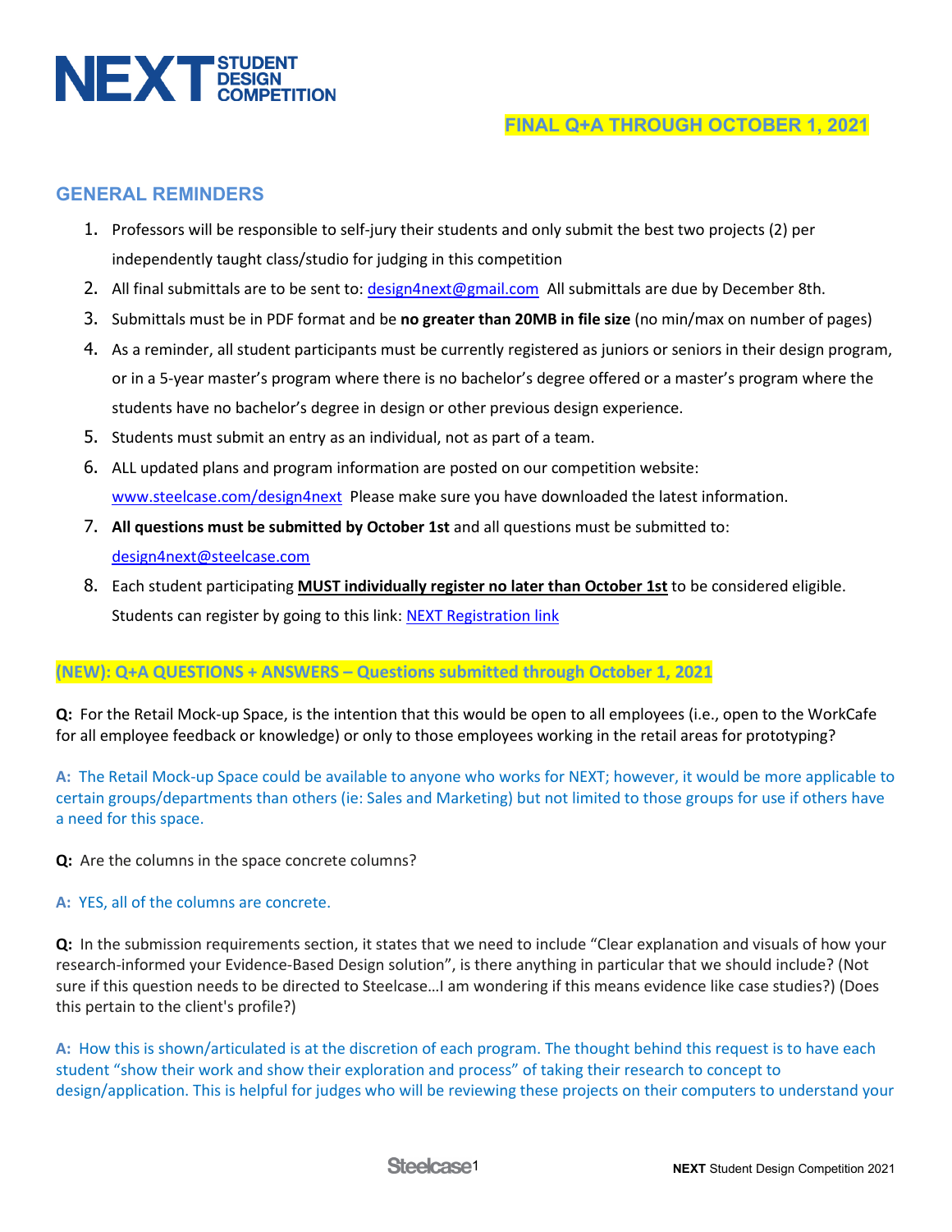# NEXT STUDENT DESIGN COMPETITION

**FINAL Q+A THROUGH OCTOBER 1, 2021**

## GENERAL REMINDERS

1. Professors will be responsible to self-jury their students and only submit the best two projects (2) per independently taught class/studio for judging in this competition
2. All final submittals are to be sent to: design4next@gmail.com All submittals are due by December 8th.
3. Submittals must be in PDF format and be **no greater than 20MB in file size** (no min/max on number of pages)
4. As a reminder, all student participants must be currently registered as juniors or seniors in their design program, or in a 5-year master's program where there is no bachelor's degree offered or a master's program where the students have no bachelor's degree in design or other previous design experience.
5. Students must submit an entry as an individual, not as part of a team.
6. ALL updated plans and program information are posted on our competition website: www.steelcase.com/design4next Please make sure you have downloaded the latest information.
7. **All questions must be submitted by October 1st** and all questions must be submitted to: design4next@steelcase.com
8. Each student participating **MUST individually register no later than October 1st** to be considered eligible. Students can register by going to this link: NEXT Registration link

### (NEW): Q+A QUESTIONS + ANSWERS – Questions submitted through October 1, 2021

**Q:** For the Retail Mock-up Space, is the intention that this would be open to all employees (i.e., open to the WorkCafe for all employee feedback or knowledge) or only to those employees working in the retail areas for prototyping?

**A:** The Retail Mock-up Space could be available to anyone who works for NEXT; however, it would be more applicable to certain groups/departments than others (ie: Sales and Marketing) but not limited to those groups for use if others have a need for this space.

**Q:** Are the columns in the space concrete columns?

**A:** YES, all of the columns are concrete.

**Q:** In the submission requirements section, it states that we need to include "Clear explanation and visuals of how your research-informed your Evidence-Based Design solution", is there anything in particular that we should include? (Not sure if this question needs to be directed to Steelcase…I am wondering if this means evidence like case studies?) (Does this pertain to the client's profile?)

**A:** How this is shown/articulated is at the discretion of each program. The thought behind this request is to have each student "show their work and show their exploration and process" of taking their research to concept to design/application. This is helpful for judges who will be reviewing these projects on their computers to understand your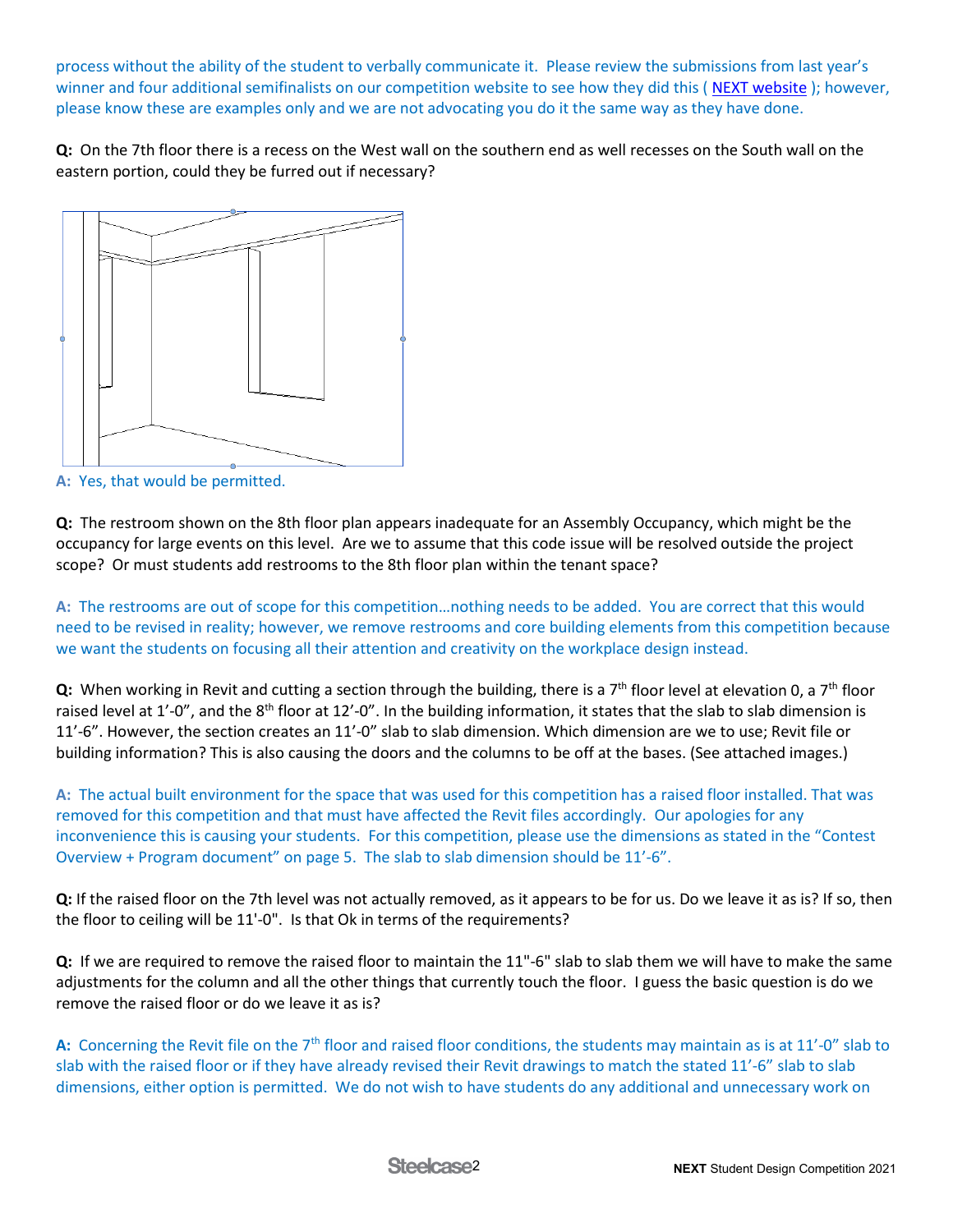process without the ability of the student to verbally communicate it. Please review the submissions from last year's winner and four additional semifinalists on our competition website to see how they did this ( NEXT website ); however, please know these are examples only and we are not advocating you do it the same way as they have done.

**Q:** On the 7th floor there is a recess on the West wall on the southern end as well recesses on the South wall on the eastern portion, could they be furred out if necessary?

A: Yes, that would be permitted.

**Q:** The restroom shown on the 8th floor plan appears inadequate for an Assembly Occupancy, which might be the occupancy for large events on this level. Are we to assume that this code issue will be resolved outside the project scope? Or must students add restrooms to the 8th floor plan within the tenant space?

A: The restrooms are out of scope for this competition…nothing needs to be added. You are correct that this would need to be revised in reality; however, we remove restrooms and core building elements from this competition because we want the students on focusing all their attention and creativity on the workplace design instead.

**Q:** When working in Revit and cutting a section through the building, there is a 7th floor level at elevation 0, a 7th floor raised level at 1'-0", and the 8th floor at 12'-0". In the building information, it states that the slab to slab dimension is 11'-6". However, the section creates an 11'-0" slab to slab dimension. Which dimension are we to use; Revit file or building information? This is also causing the doors and the columns to be off at the bases. (See attached images.)

A: The actual built environment for the space that was used for this competition has a raised floor installed. That was removed for this competition and that must have affected the Revit files accordingly. Our apologies for any inconvenience this is causing your students. For this competition, please use the dimensions as stated in the "Contest Overview + Program document" on page 5. The slab to slab dimension should be 11'-6".

**Q:** If the raised floor on the 7th level was not actually removed, as it appears to be for us. Do we leave it as is? If so, then the floor to ceiling will be 11'-0". Is that Ok in terms of the requirements?

**Q:** If we are required to remove the raised floor to maintain the 11"-6" slab to slab them we will have to make the same adjustments for the column and all the other things that currently touch the floor. I guess the basic question is do we remove the raised floor or do we leave it as is?

A: Concerning the Revit file on the 7th floor and raised floor conditions, the students may maintain as is at 11'-0" slab to slab with the raised floor or if they have already revised their Revit drawings to match the stated 11'-6" slab to slab dimensions, either option is permitted. We do not wish to have students do any additional and unnecessary work on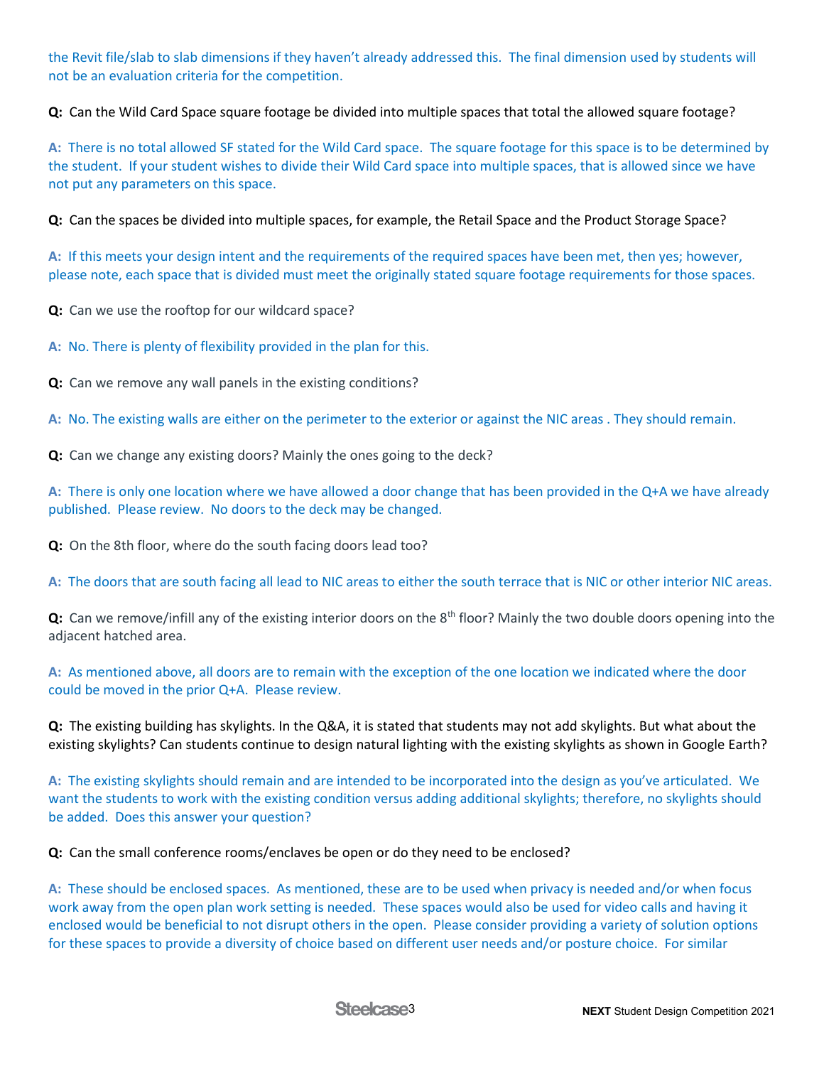the Revit file/slab to slab dimensions if they haven't already addressed this. The final dimension used by students will not be an evaluation criteria for the competition.

**Q:** Can the Wild Card Space square footage be divided into multiple spaces that total the allowed square footage?

**A:** There is no total allowed SF stated for the Wild Card space. The square footage for this space is to be determined by the student. If your student wishes to divide their Wild Card space into multiple spaces, that is allowed since we have not put any parameters on this space.

**Q:** Can the spaces be divided into multiple spaces, for example, the Retail Space and the Product Storage Space?

**A:** If this meets your design intent and the requirements of the required spaces have been met, then yes; however, please note, each space that is divided must meet the originally stated square footage requirements for those spaces.

**Q:** Can we use the rooftop for our wildcard space?

**A:** No. There is plenty of flexibility provided in the plan for this.

**Q:** Can we remove any wall panels in the existing conditions?

**A:** No. The existing walls are either on the perimeter to the exterior or against the NIC areas . They should remain.

**Q:** Can we change any existing doors? Mainly the ones going to the deck?

**A:** There is only one location where we have allowed a door change that has been provided in the Q+A we have already published. Please review. No doors to the deck may be changed.

**Q:** On the 8th floor, where do the south facing doors lead too?

**A:** The doors that are south facing all lead to NIC areas to either the south terrace that is NIC or other interior NIC areas.

**Q:** Can we remove/infill any of the existing interior doors on the 8th floor? Mainly the two double doors opening into the adjacent hatched area.

**A:** As mentioned above, all doors are to remain with the exception of the one location we indicated where the door could be moved in the prior Q+A. Please review.

**Q:** The existing building has skylights. In the Q&A, it is stated that students may not add skylights. But what about the existing skylights? Can students continue to design natural lighting with the existing skylights as shown in Google Earth?

**A:** The existing skylights should remain and are intended to be incorporated into the design as you've articulated. We want the students to work with the existing condition versus adding additional skylights; therefore, no skylights should be added. Does this answer your question?

**Q:** Can the small conference rooms/enclaves be open or do they need to be enclosed?

**A:** These should be enclosed spaces. As mentioned, these are to be used when privacy is needed and/or when focus work away from the open plan work setting is needed. These spaces would also be used for video calls and having it enclosed would be beneficial to not disrupt others in the open. Please consider providing a variety of solution options for these spaces to provide a diversity of choice based on different user needs and/or posture choice. For similar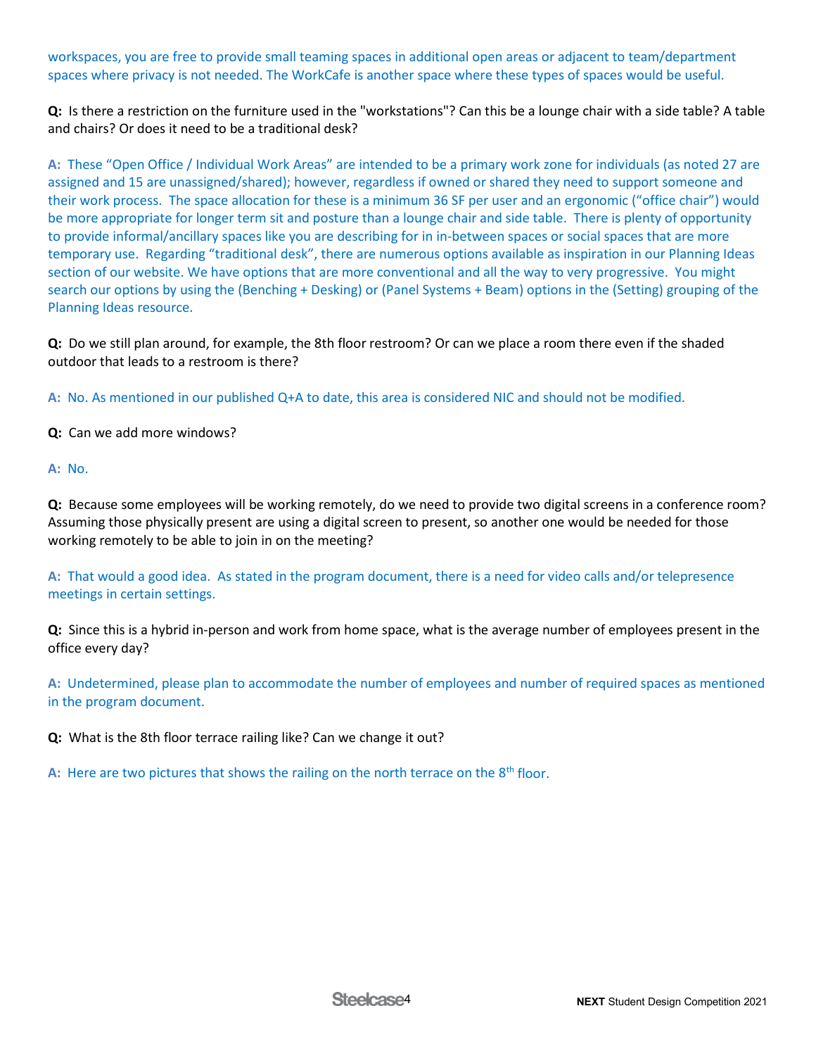workspaces, you are free to provide small teaming spaces in additional open areas or adjacent to team/department spaces where privacy is not needed. The WorkCafe is another space where these types of spaces would be useful.

**Q:** Is there a restriction on the furniture used in the "workstations"? Can this be a lounge chair with a side table? A table and chairs? Or does it need to be a traditional desk?

**A:** These "Open Office / Individual Work Areas" are intended to be a primary work zone for individuals (as noted 27 are assigned and 15 are unassigned/shared); however, regardless if owned or shared they need to support someone and their work process. The space allocation for these is a minimum 36 SF per user and an ergonomic ("office chair") would be more appropriate for longer term sit and posture than a lounge chair and side table. There is plenty of opportunity to provide informal/ancillary spaces like you are describing for in in-between spaces or social spaces that are more temporary use. Regarding "traditional desk", there are numerous options available as inspiration in our Planning Ideas section of our website. We have options that are more conventional and all the way to very progressive. You might search our options by using the (Benching + Desking) or (Panel Systems + Beam) options in the (Setting) grouping of the Planning Ideas resource.

**Q:** Do we still plan around, for example, the 8th floor restroom? Or can we place a room there even if the shaded outdoor that leads to a restroom is there?

**A:** No. As mentioned in our published Q+A to date, this area is considered NIC and should not be modified.

**Q:** Can we add more windows?

**A:** No.

**Q:** Because some employees will be working remotely, do we need to provide two digital screens in a conference room? Assuming those physically present are using a digital screen to present, so another one would be needed for those working remotely to be able to join in on the meeting?

**A:** That would a good idea. As stated in the program document, there is a need for video calls and/or telepresence meetings in certain settings.

**Q:** Since this is a hybrid in-person and work from home space, what is the average number of employees present in the office every day?

**A:** Undetermined, please plan to accommodate the number of employees and number of required spaces as mentioned in the program document.

**Q:** What is the 8th floor terrace railing like? Can we change it out?

**A:** Here are two pictures that shows the railing on the north terrace on the 8th floor.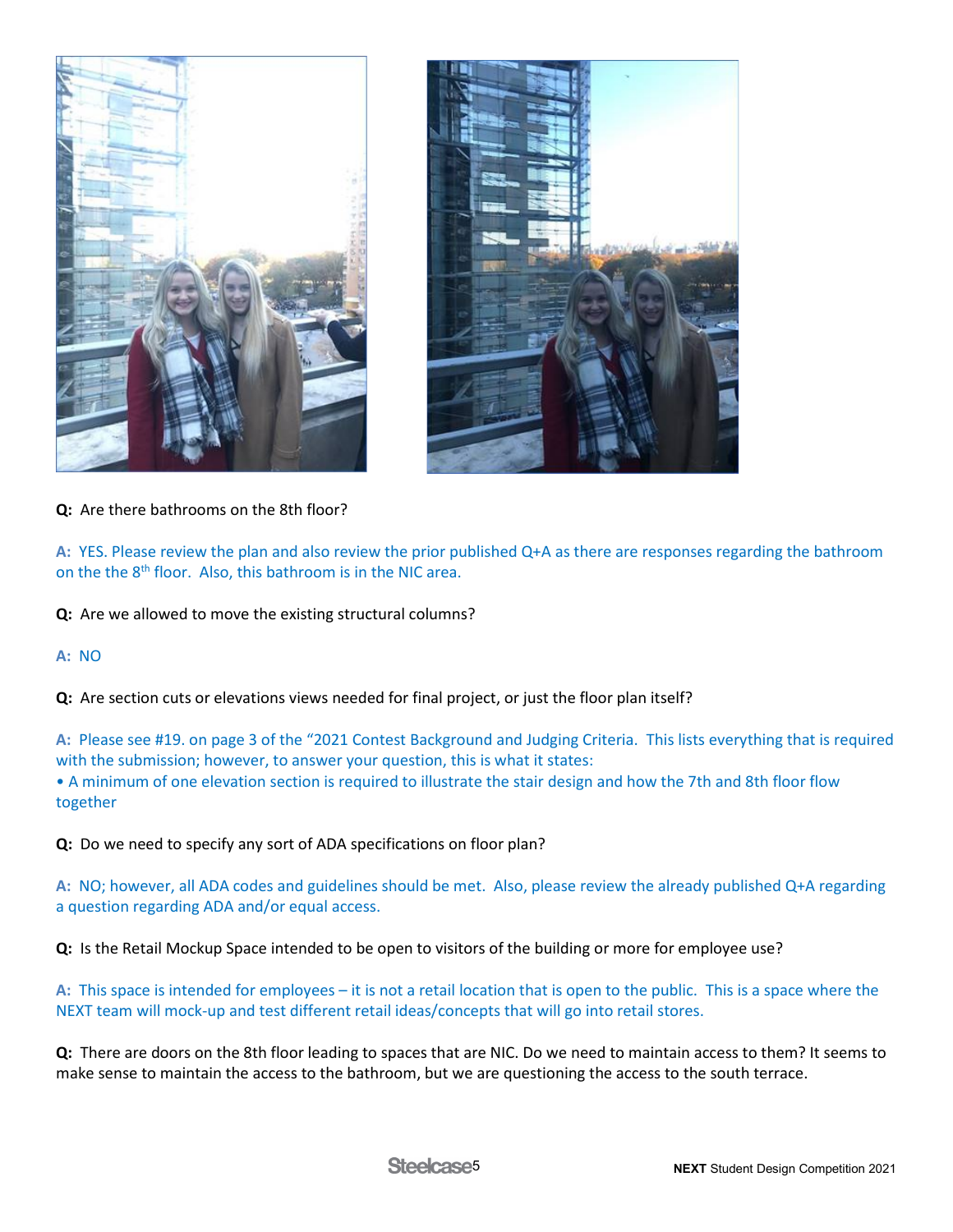**Q:** Are there bathrooms on the 8th floor?

**A:** YES. Please review the plan and also review the prior published Q+A as there are responses regarding the bathroom on the the 8th floor. Also, this bathroom is in the NIC area.

**Q:** Are we allowed to move the existing structural columns?

**A:** NO

**Q:** Are section cuts or elevations views needed for final project, or just the floor plan itself?

**A:** Please see #19. on page 3 of the "2021 Contest Background and Judging Criteria. This lists everything that is required with the submission; however, to answer your question, this is what it states:

- A minimum of one elevation section is required to illustrate the stair design and how the 7th and 8th floor flow together

**Q:** Do we need to specify any sort of ADA specifications on floor plan?

**A:** NO; however, all ADA codes and guidelines should be met. Also, please review the already published Q+A regarding a question regarding ADA and/or equal access.

**Q:** Is the Retail Mockup Space intended to be open to visitors of the building or more for employee use?

**A:** This space is intended for employees – it is not a retail location that is open to the public. This is a space where the NEXT team will mock-up and test different retail ideas/concepts that will go into retail stores.

**Q:** There are doors on the 8th floor leading to spaces that are NIC. Do we need to maintain access to them? It seems to make sense to maintain the access to the bathroom, but we are questioning the access to the south terrace.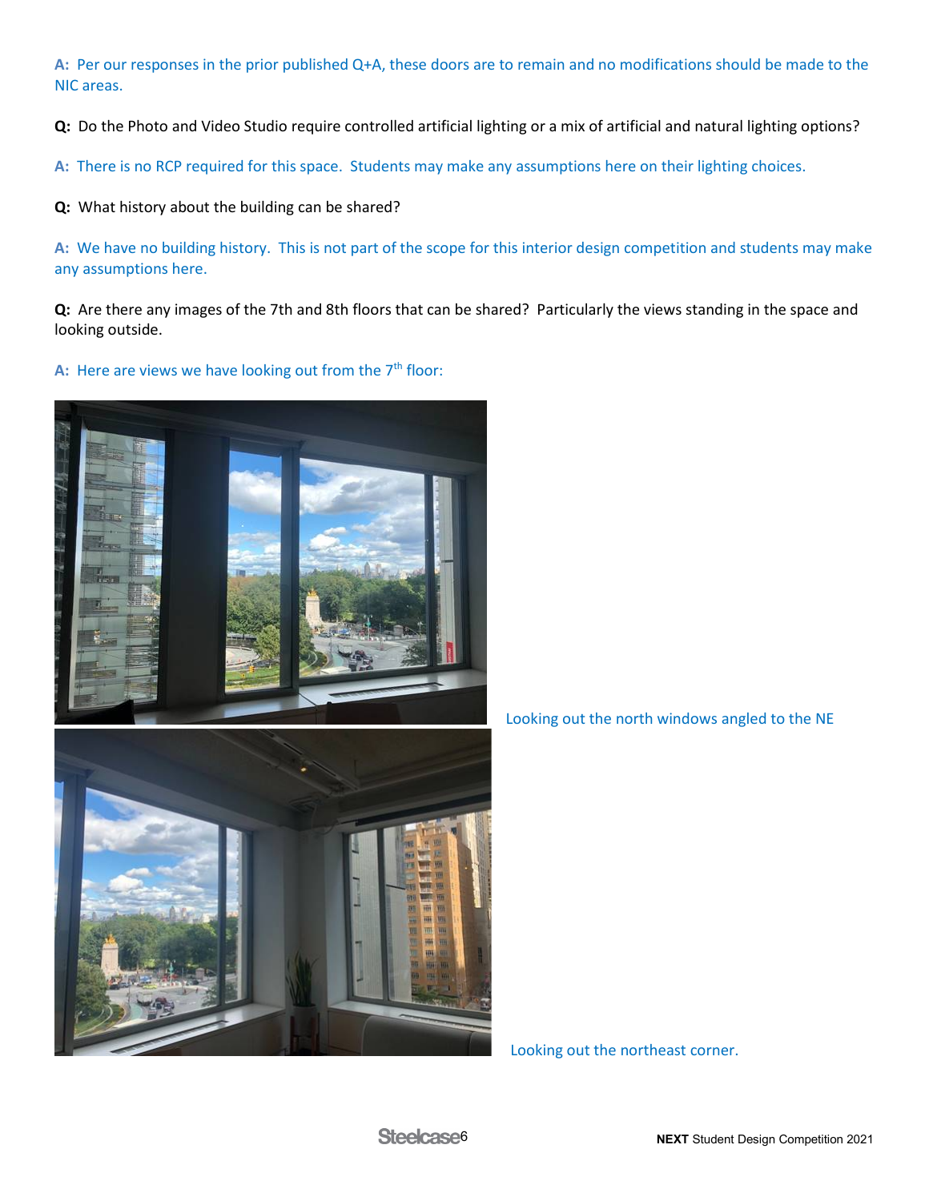**A:** Per our responses in the prior published Q+A, these doors are to remain and no modifications should be made to the NIC areas.

**Q:** Do the Photo and Video Studio require controlled artificial lighting or a mix of artificial and natural lighting options?

**A:** There is no RCP required for this space. Students may make any assumptions here on their lighting choices.

**Q:** What history about the building can be shared?

**A:** We have no building history. This is not part of the scope for this interior design competition and students may make any assumptions here.

**Q:** Are there any images of the 7th and 8th floors that can be shared? Particularly the views standing in the space and looking outside.

**A:** Here are views we have looking out from the 7th floor:

Looking out the north windows angled to the NE

Looking out the northeast corner.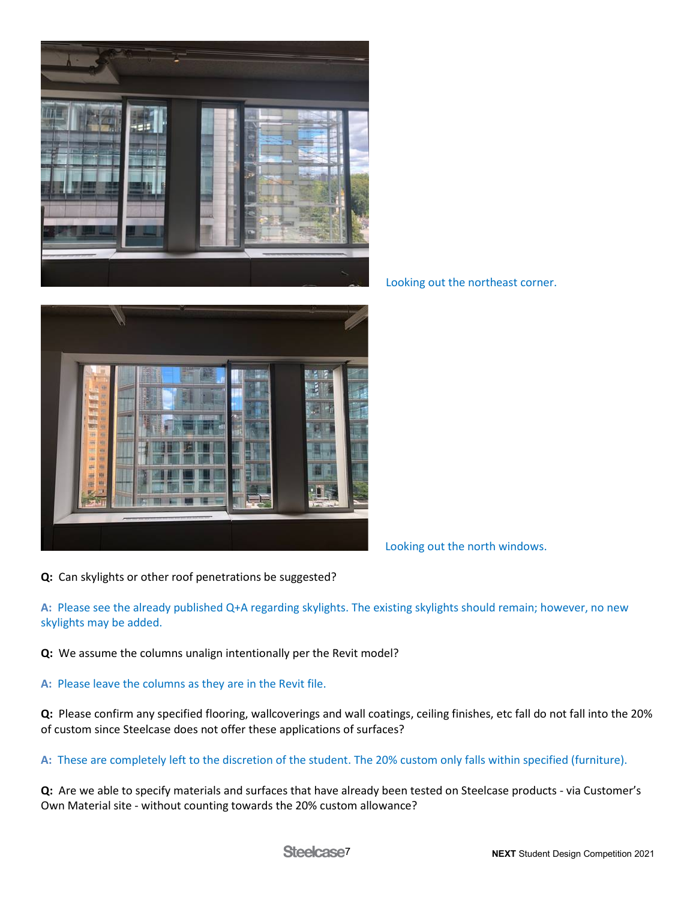Looking out the northeast corner.

Looking out the north windows.

**Q:** Can skylights or other roof penetrations be suggested?

A: Please see the already published Q+A regarding skylights. The existing skylights should remain; however, no new skylights may be added.

**Q:** We assume the columns unalign intentionally per the Revit model?

A: Please leave the columns as they are in the Revit file.

**Q:** Please confirm any specified flooring, wallcoverings and wall coatings, ceiling finishes, etc fall do not fall into the 20% of custom since Steelcase does not offer these applications of surfaces?

A: These are completely left to the discretion of the student. The 20% custom only falls within specified (furniture).

**Q:** Are we able to specify materials and surfaces that have already been tested on Steelcase products - via Customer's Own Material site - without counting towards the 20% custom allowance?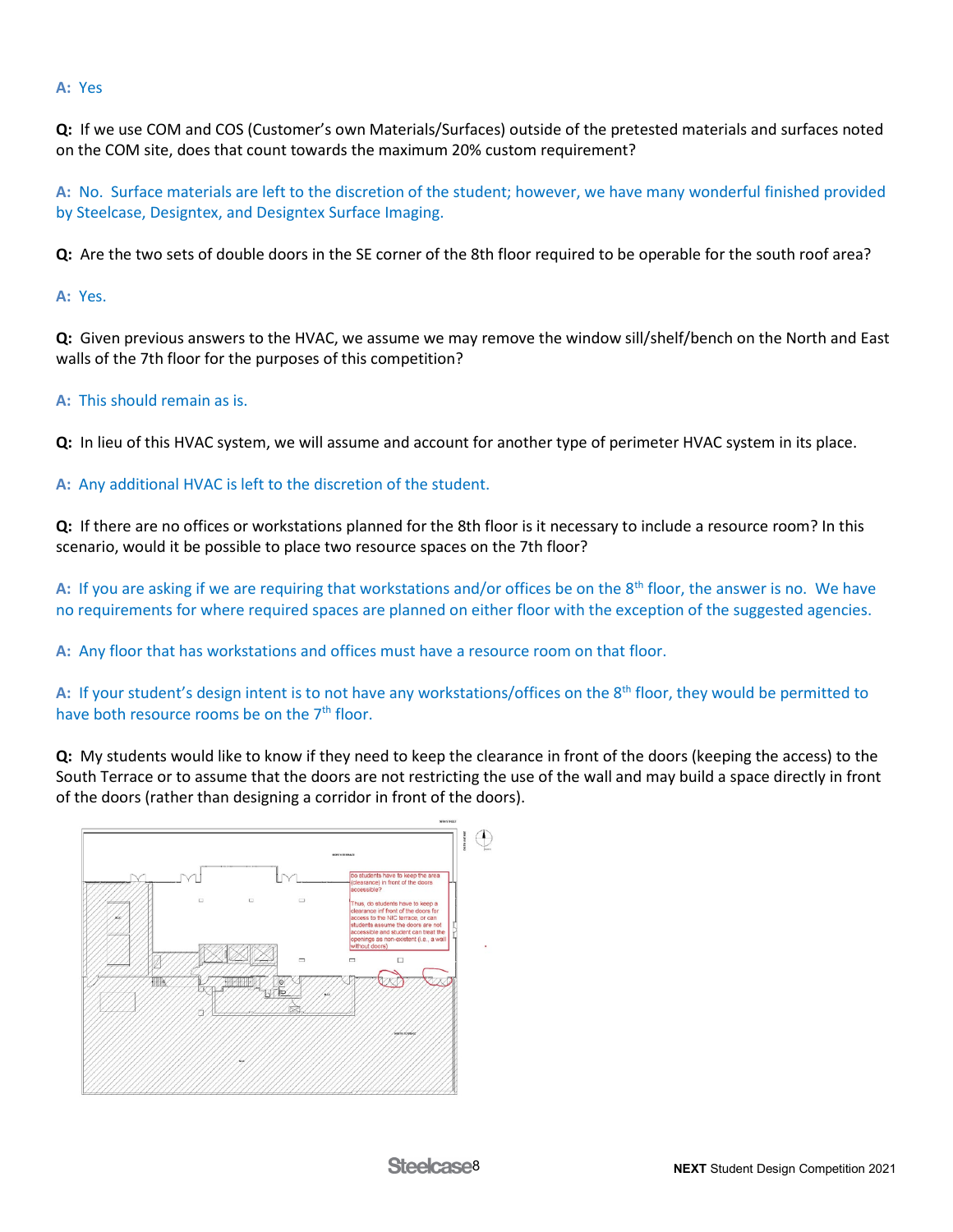**A:** Yes

**Q:** If we use COM and COS (Customer's own Materials/Surfaces) outside of the pretested materials and surfaces noted on the COM site, does that count towards the maximum 20% custom requirement?

**A:** No. Surface materials are left to the discretion of the student; however, we have many wonderful finished provided by Steelcase, Designtex, and Designtex Surface Imaging.

**Q:** Are the two sets of double doors in the SE corner of the 8th floor required to be operable for the south roof area?

**A:** Yes.

**Q:** Given previous answers to the HVAC, we assume we may remove the window sill/shelf/bench on the North and East walls of the 7th floor for the purposes of this competition?

**A:** This should remain as is.

**Q:** In lieu of this HVAC system, we will assume and account for another type of perimeter HVAC system in its place.

**A:** Any additional HVAC is left to the discretion of the student.

**Q:** If there are no offices or workstations planned for the 8th floor is it necessary to include a resource room? In this scenario, would it be possible to place two resource spaces on the 7th floor?

**A:** If you are asking if we are requiring that workstations and/or offices be on the 8th floor, the answer is no. We have no requirements for where required spaces are planned on either floor with the exception of the suggested agencies.

**A:** Any floor that has workstations and offices must have a resource room on that floor.

**A:** If your student's design intent is to not have any workstations/offices on the 8th floor, they would be permitted to have both resource rooms be on the 7th floor.

**Q:** My students would like to know if they need to keep the clearance in front of the doors (keeping the access) to the South Terrace or to assume that the doors are not restricting the use of the wall and may build a space directly in front of the doors (rather than designing a corridor in front of the doors).

Do students have to keep the area (clearance) in front of the doors accessible?

Thus, do students have to keep a clearance in front of the doors for access to the NIC terrace, or can students assume the doors are not accessible and student can treat the openings as non-existent (i.e., a wall without doors)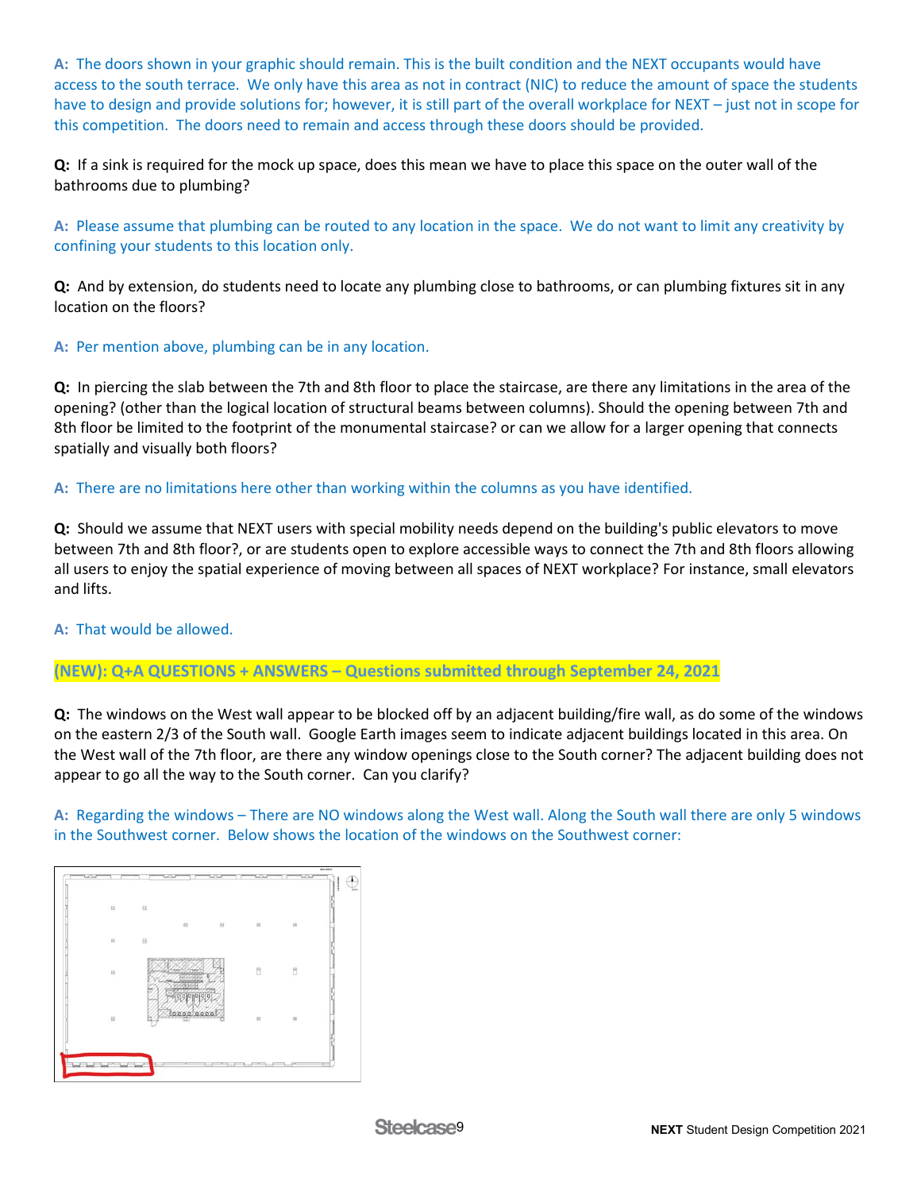A: The doors shown in your graphic should remain. This is the built condition and the NEXT occupants would have access to the south terrace. We only have this area as not in contract (NIC) to reduce the amount of space the students have to design and provide solutions for; however, it is still part of the overall workplace for NEXT – just not in scope for this competition. The doors need to remain and access through these doors should be provided.

**Q:** If a sink is required for the mock up space, does this mean we have to place this space on the outer wall of the bathrooms due to plumbing?

A: Please assume that plumbing can be routed to any location in the space. We do not want to limit any creativity by confining your students to this location only.

**Q:** And by extension, do students need to locate any plumbing close to bathrooms, or can plumbing fixtures sit in any location on the floors?

A: Per mention above, plumbing can be in any location.

**Q:** In piercing the slab between the 7th and 8th floor to place the staircase, are there any limitations in the area of the opening? (other than the logical location of structural beams between columns). Should the opening between 7th and 8th floor be limited to the footprint of the monumental staircase? or can we allow for a larger opening that connects spatially and visually both floors?

A: There are no limitations here other than working within the columns as you have identified.

**Q:** Should we assume that NEXT users with special mobility needs depend on the building's public elevators to move between 7th and 8th floor?, or are students open to explore accessible ways to connect the 7th and 8th floors allowing all users to enjoy the spatial experience of moving between all spaces of NEXT workplace? For instance, small elevators and lifts.

A: That would be allowed.

**(NEW): Q+A QUESTIONS + ANSWERS – Questions submitted through September 24, 2021**

**Q:** The windows on the West wall appear to be blocked off by an adjacent building/fire wall, as do some of the windows on the eastern 2/3 of the South wall. Google Earth images seem to indicate adjacent buildings located in this area. On the West wall of the 7th floor, are there any window openings close to the South corner? The adjacent building does not appear to go all the way to the South corner. Can you clarify?

A: Regarding the windows – There are NO windows along the West wall. Along the South wall there are only 5 windows in the Southwest corner. Below shows the location of the windows on the Southwest corner: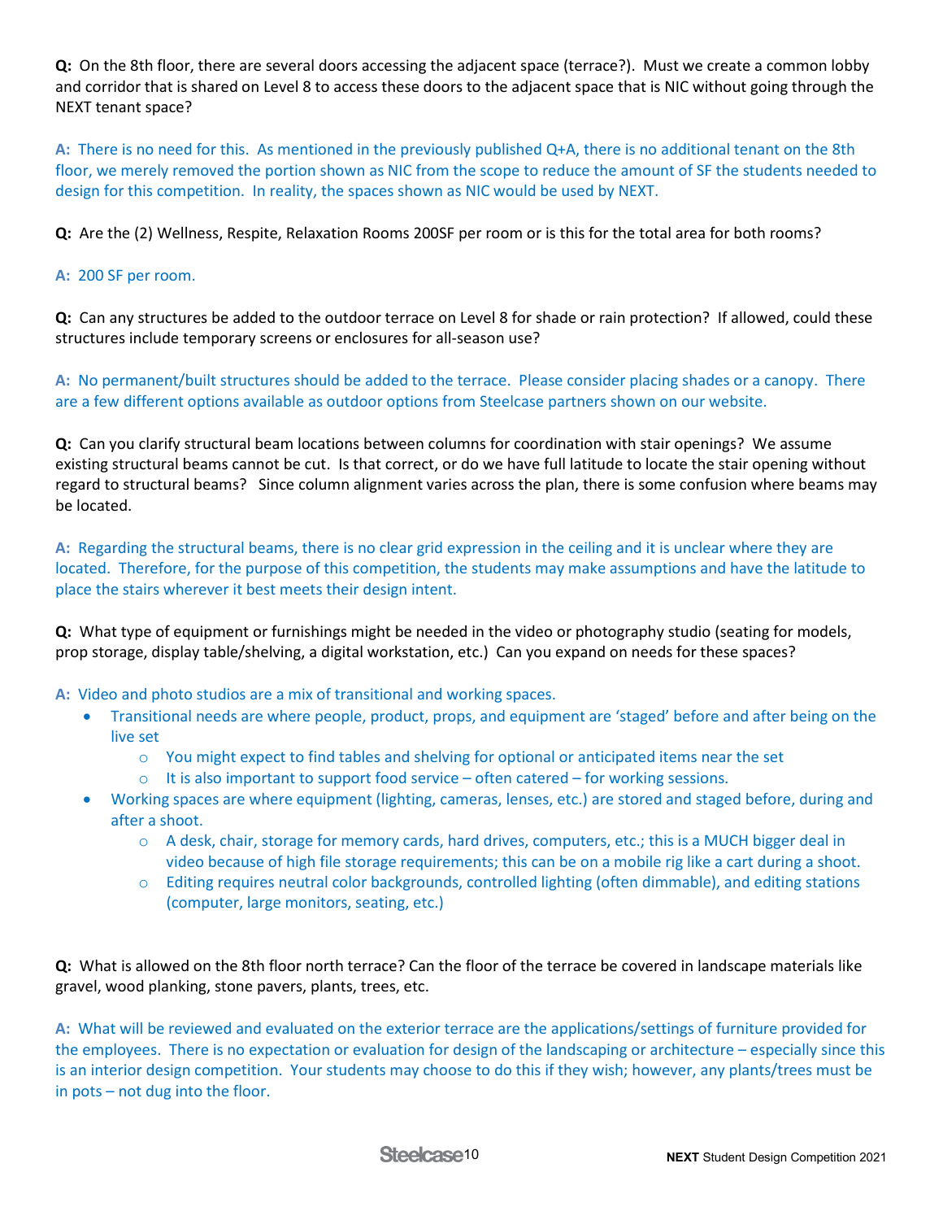**Q:** On the 8th floor, there are several doors accessing the adjacent space (terrace?). Must we create a common lobby and corridor that is shared on Level 8 to access these doors to the adjacent space that is NIC without going through the NEXT tenant space?

**A:** There is no need for this. As mentioned in the previously published Q+A, there is no additional tenant on the 8th floor, we merely removed the portion shown as NIC from the scope to reduce the amount of SF the students needed to design for this competition. In reality, the spaces shown as NIC would be used by NEXT.

**Q:** Are the (2) Wellness, Respite, Relaxation Rooms 200SF per room or is this for the total area for both rooms?

**A:** 200 SF per room.

**Q:** Can any structures be added to the outdoor terrace on Level 8 for shade or rain protection? If allowed, could these structures include temporary screens or enclosures for all-season use?

**A:** No permanent/built structures should be added to the terrace. Please consider placing shades or a canopy. There are a few different options available as outdoor options from Steelcase partners shown on our website.

**Q:** Can you clarify structural beam locations between columns for coordination with stair openings? We assume existing structural beams cannot be cut. Is that correct, or do we have full latitude to locate the stair opening without regard to structural beams? Since column alignment varies across the plan, there is some confusion where beams may be located.

**A:** Regarding the structural beams, there is no clear grid expression in the ceiling and it is unclear where they are located. Therefore, for the purpose of this competition, the students may make assumptions and have the latitude to place the stairs wherever it best meets their design intent.

**Q:** What type of equipment or furnishings might be needed in the video or photography studio (seating for models, prop storage, display table/shelving, a digital workstation, etc.) Can you expand on needs for these spaces?

**A:** Video and photo studios are a mix of transitional and working spaces.

- Transitional needs are where people, product, props, and equipment are 'staged' before and after being on the live set
  - You might expect to find tables and shelving for optional or anticipated items near the set
  - It is also important to support food service – often catered – for working sessions.
- Working spaces are where equipment (lighting, cameras, lenses, etc.) are stored and staged before, during and after a shoot.
  - A desk, chair, storage for memory cards, hard drives, computers, etc.; this is a MUCH bigger deal in video because of high file storage requirements; this can be on a mobile rig like a cart during a shoot.
  - Editing requires neutral color backgrounds, controlled lighting (often dimmable), and editing stations (computer, large monitors, seating, etc.)

**Q:** What is allowed on the 8th floor north terrace? Can the floor of the terrace be covered in landscape materials like gravel, wood planking, stone pavers, plants, trees, etc.

**A:** What will be reviewed and evaluated on the exterior terrace are the applications/settings of furniture provided for the employees. There is no expectation or evaluation for design of the landscaping or architecture – especially since this is an interior design competition. Your students may choose to do this if they wish; however, any plants/trees must be in pots – not dug into the floor.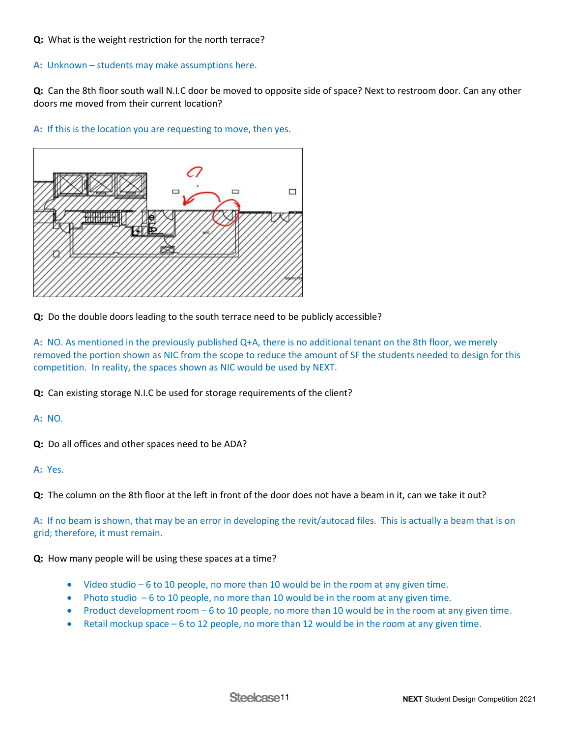**Q:** What is the weight restriction for the north terrace?

A: Unknown – students may make assumptions here.

**Q:** Can the 8th floor south wall N.I.C door be moved to opposite side of space? Next to restroom door. Can any other doors me moved from their current location?

A: If this is the location you are requesting to move, then yes.

**Q:** Do the double doors leading to the south terrace need to be publicly accessible?

A: NO. As mentioned in the previously published Q+A, there is no additional tenant on the 8th floor, we merely removed the portion shown as NIC from the scope to reduce the amount of SF the students needed to design for this competition. In reality, the spaces shown as NIC would be used by NEXT.

**Q:** Can existing storage N.I.C be used for storage requirements of the client?

A: NO.

**Q:** Do all offices and other spaces need to be ADA?

A: Yes.

**Q:** The column on the 8th floor at the left in front of the door does not have a beam in it, can we take it out?

A: If no beam is shown, that may be an error in developing the revit/autocad files. This is actually a beam that is on grid; therefore, it must remain.

**Q:** How many people will be using these spaces at a time?

- Video studio – 6 to 10 people, no more than 10 would be in the room at any given time.
- Photo studio – 6 to 10 people, no more than 10 would be in the room at any given time.
- Product development room – 6 to 10 people, no more than 10 would be in the room at any given time.
- Retail mockup space – 6 to 12 people, no more than 12 would be in the room at any given time.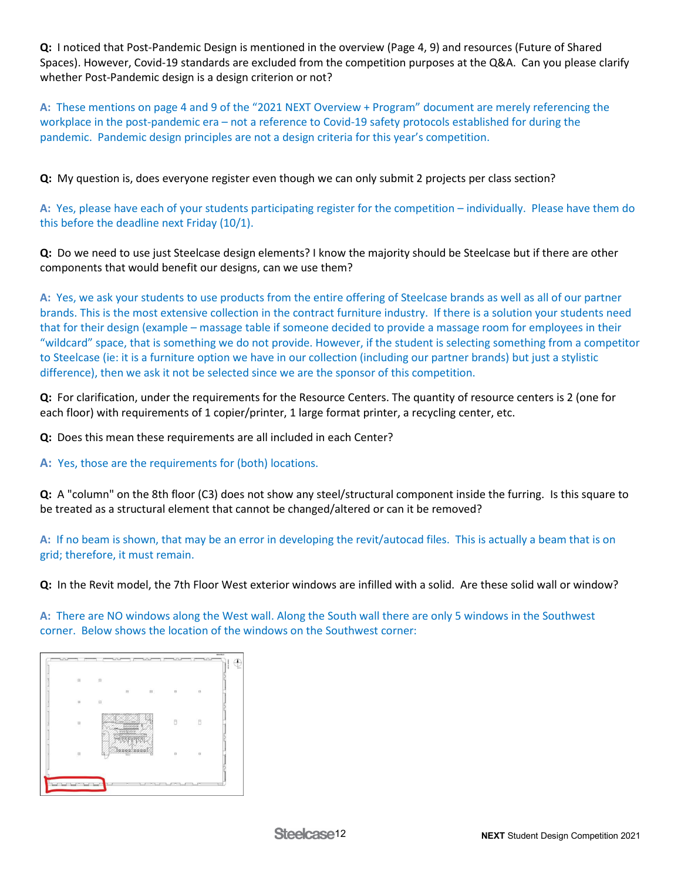**Q:** I noticed that Post-Pandemic Design is mentioned in the overview (Page 4, 9) and resources (Future of Shared Spaces). However, Covid-19 standards are excluded from the competition purposes at the Q&A. Can you please clarify whether Post-Pandemic design is a design criterion or not?

**A:** These mentions on page 4 and 9 of the "2021 NEXT Overview + Program" document are merely referencing the workplace in the post-pandemic era – not a reference to Covid-19 safety protocols established for during the pandemic. Pandemic design principles are not a design criteria for this year's competition.

**Q:** My question is, does everyone register even though we can only submit 2 projects per class section?

**A:** Yes, please have each of your students participating register for the competition – individually. Please have them do this before the deadline next Friday (10/1).

**Q:** Do we need to use just Steelcase design elements? I know the majority should be Steelcase but if there are other components that would benefit our designs, can we use them?

**A:** Yes, we ask your students to use products from the entire offering of Steelcase brands as well as all of our partner brands. This is the most extensive collection in the contract furniture industry. If there is a solution your students need that for their design (example – massage table if someone decided to provide a massage room for employees in their "wildcard" space, that is something we do not provide. However, if the student is selecting something from a competitor to Steelcase (ie: it is a furniture option we have in our collection (including our partner brands) but just a stylistic difference), then we ask it not be selected since we are the sponsor of this competition.

**Q:** For clarification, under the requirements for the Resource Centers. The quantity of resource centers is 2 (one for each floor) with requirements of 1 copier/printer, 1 large format printer, a recycling center, etc.

**Q:** Does this mean these requirements are all included in each Center?

**A:** Yes, those are the requirements for (both) locations.

**Q:** A "column" on the 8th floor (C3) does not show any steel/structural component inside the furring. Is this square to be treated as a structural element that cannot be changed/altered or can it be removed?

**A:** If no beam is shown, that may be an error in developing the revit/autocad files. This is actually a beam that is on grid; therefore, it must remain.

**Q:** In the Revit model, the 7th Floor West exterior windows are infilled with a solid. Are these solid wall or window?

**A:** There are NO windows along the West wall. Along the South wall there are only 5 windows in the Southwest corner. Below shows the location of the windows on the Southwest corner: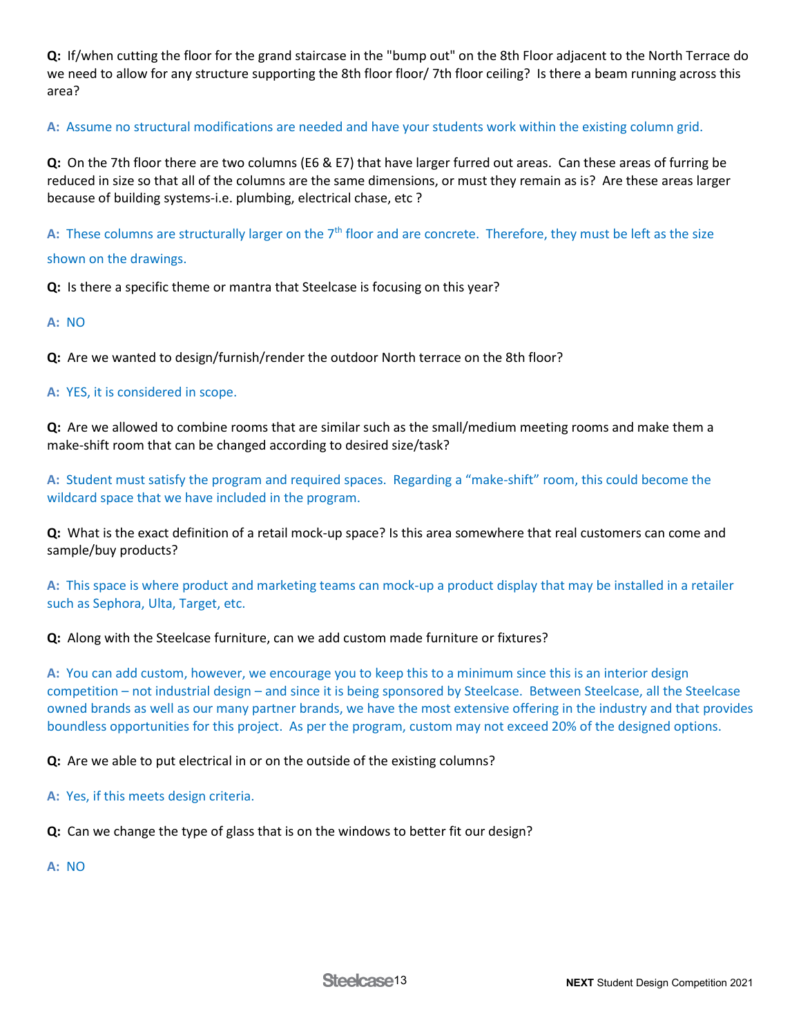**Q:** If/when cutting the floor for the grand staircase in the "bump out" on the 8th Floor adjacent to the North Terrace do we need to allow for any structure supporting the 8th floor floor/ 7th floor ceiling? Is there a beam running across this area?

**A:** Assume no structural modifications are needed and have your students work within the existing column grid.

**Q:** On the 7th floor there are two columns (E6 & E7) that have larger furred out areas. Can these areas of furring be reduced in size so that all of the columns are the same dimensions, or must they remain as is? Are these areas larger because of building systems-i.e. plumbing, electrical chase, etc ?

**A:** These columns are structurally larger on the 7th floor and are concrete. Therefore, they must be left as the size shown on the drawings.

**Q:** Is there a specific theme or mantra that Steelcase is focusing on this year?

**A:** NO

**Q:** Are we wanted to design/furnish/render the outdoor North terrace on the 8th floor?

**A:** YES, it is considered in scope.

**Q:** Are we allowed to combine rooms that are similar such as the small/medium meeting rooms and make them a make-shift room that can be changed according to desired size/task?

**A:** Student must satisfy the program and required spaces. Regarding a "make-shift" room, this could become the wildcard space that we have included in the program.

**Q:** What is the exact definition of a retail mock-up space? Is this area somewhere that real customers can come and sample/buy products?

**A:** This space is where product and marketing teams can mock-up a product display that may be installed in a retailer such as Sephora, Ulta, Target, etc.

**Q:** Along with the Steelcase furniture, can we add custom made furniture or fixtures?

**A:** You can add custom, however, we encourage you to keep this to a minimum since this is an interior design competition – not industrial design – and since it is being sponsored by Steelcase. Between Steelcase, all the Steelcase owned brands as well as our many partner brands, we have the most extensive offering in the industry and that provides boundless opportunities for this project. As per the program, custom may not exceed 20% of the designed options.

**Q:** Are we able to put electrical in or on the outside of the existing columns?

**A:** Yes, if this meets design criteria.

**Q:** Can we change the type of glass that is on the windows to better fit our design?

**A:** NO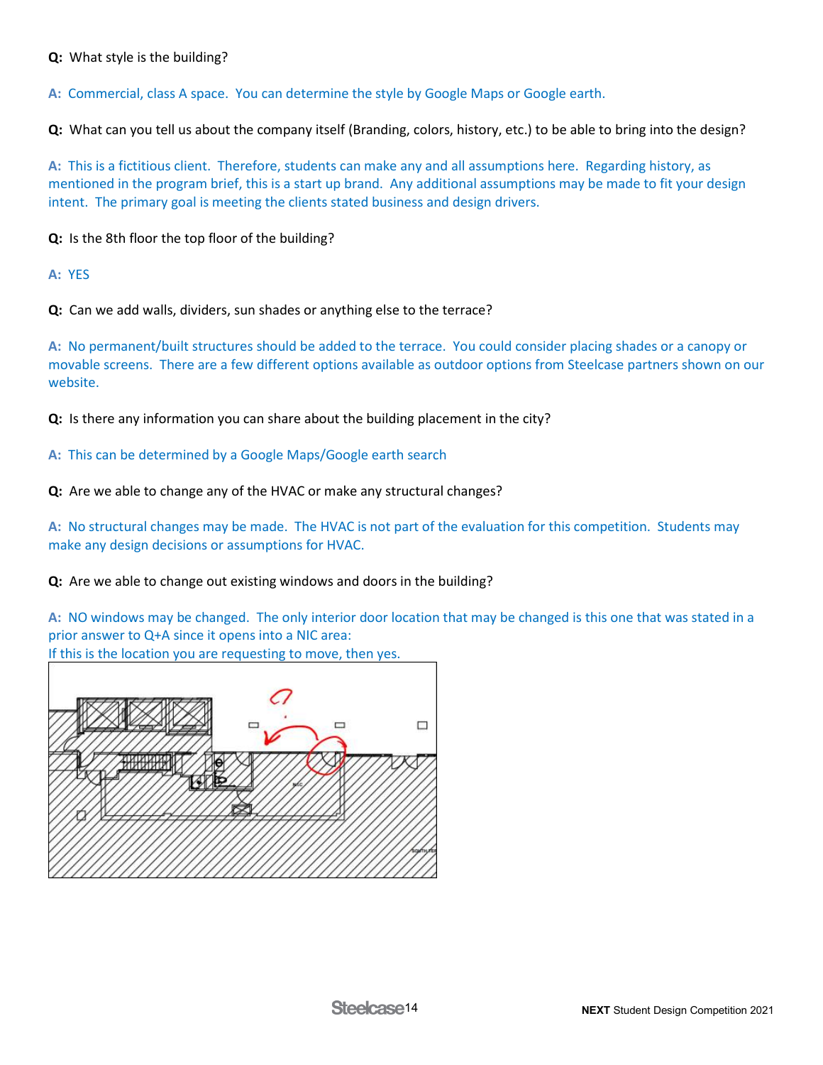**Q:** What style is the building?

**A:** Commercial, class A space. You can determine the style by Google Maps or Google earth.

**Q:** What can you tell us about the company itself (Branding, colors, history, etc.) to be able to bring into the design?

**A:** This is a fictitious client. Therefore, students can make any and all assumptions here. Regarding history, as mentioned in the program brief, this is a start up brand. Any additional assumptions may be made to fit your design intent. The primary goal is meeting the clients stated business and design drivers.

**Q:** Is the 8th floor the top floor of the building?

**A:** YES

**Q:** Can we add walls, dividers, sun shades or anything else to the terrace?

**A:** No permanent/built structures should be added to the terrace. You could consider placing shades or a canopy or movable screens. There are a few different options available as outdoor options from Steelcase partners shown on our website.

**Q:** Is there any information you can share about the building placement in the city?

**A:** This can be determined by a Google Maps/Google earth search

**Q:** Are we able to change any of the HVAC or make any structural changes?

**A:** No structural changes may be made. The HVAC is not part of the evaluation for this competition. Students may make any design decisions or assumptions for HVAC.

**Q:** Are we able to change out existing windows and doors in the building?

**A:** NO windows may be changed. The only interior door location that may be changed is this one that was stated in a prior answer to Q+A since it opens into a NIC area:
If this is the location you are requesting to move, then yes.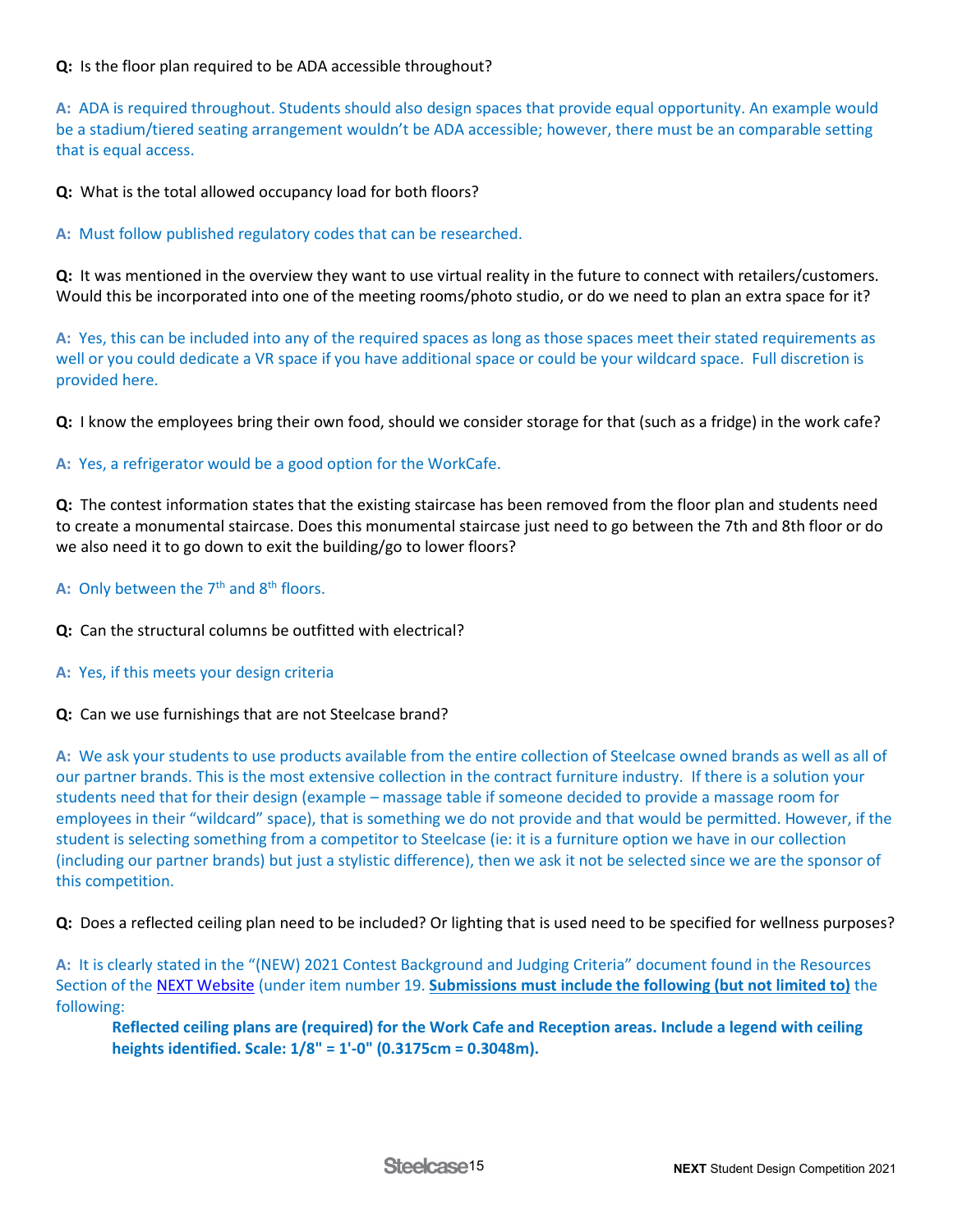**Q:** Is the floor plan required to be ADA accessible throughout?

**A:** ADA is required throughout. Students should also design spaces that provide equal opportunity. An example would be a stadium/tiered seating arrangement wouldn't be ADA accessible; however, there must be an comparable setting that is equal access.

**Q:** What is the total allowed occupancy load for both floors?

**A:** Must follow published regulatory codes that can be researched.

**Q:** It was mentioned in the overview they want to use virtual reality in the future to connect with retailers/customers. Would this be incorporated into one of the meeting rooms/photo studio, or do we need to plan an extra space for it?

**A:** Yes, this can be included into any of the required spaces as long as those spaces meet their stated requirements as well or you could dedicate a VR space if you have additional space or could be your wildcard space. Full discretion is provided here.

**Q:** I know the employees bring their own food, should we consider storage for that (such as a fridge) in the work cafe?

**A:** Yes, a refrigerator would be a good option for the WorkCafe.

**Q:** The contest information states that the existing staircase has been removed from the floor plan and students need to create a monumental staircase. Does this monumental staircase just need to go between the 7th and 8th floor or do we also need it to go down to exit the building/go to lower floors?

**A:** Only between the 7th and 8th floors.

**Q:** Can the structural columns be outfitted with electrical?

**A:** Yes, if this meets your design criteria

**Q:** Can we use furnishings that are not Steelcase brand?

**A:** We ask your students to use products available from the entire collection of Steelcase owned brands as well as all of our partner brands. This is the most extensive collection in the contract furniture industry. If there is a solution your students need that for their design (example – massage table if someone decided to provide a massage room for employees in their "wildcard" space), that is something we do not provide and that would be permitted. However, if the student is selecting something from a competitor to Steelcase (ie: it is a furniture option we have in our collection (including our partner brands) but just a stylistic difference), then we ask it not be selected since we are the sponsor of this competition.

**Q:** Does a reflected ceiling plan need to be included? Or lighting that is used need to be specified for wellness purposes?

**A:** It is clearly stated in the "(NEW) 2021 Contest Background and Judging Criteria" document found in the Resources Section of the NEXT Website (under item number 19. **Submissions must include the following (but not limited to)** the following:

> **Reflected ceiling plans are (required) for the Work Cafe and Reception areas. Include a legend with ceiling heights identified. Scale: 1/8" = 1'-0" (0.3175cm = 0.3048m).**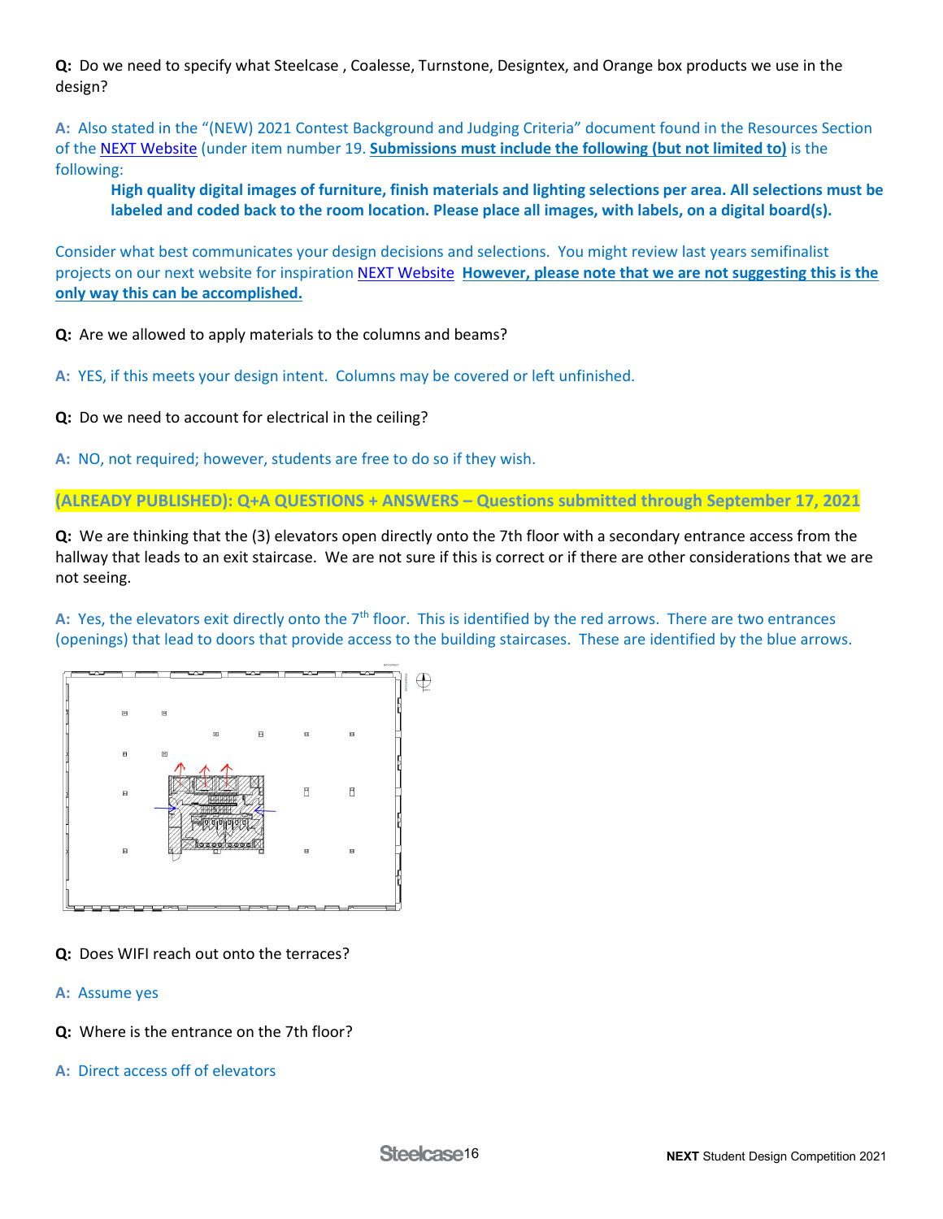**Q:** Do we need to specify what Steelcase , Coalesse, Turnstone, Designtex, and Orange box products we use in the design?

**A:** Also stated in the "(NEW) 2021 Contest Background and Judging Criteria" document found in the Resources Section of the NEXT Website (under item number 19. **Submissions must include the following (but not limited to)** is the following:

> **High quality digital images of furniture, finish materials and lighting selections per area. All selections must be labeled and coded back to the room location. Please place all images, with labels, on a digital board(s).**

Consider what best communicates your design decisions and selections. You might review last years semifinalist projects on our next website for inspiration NEXT Website **However, please note that we are not suggesting this is the only way this can be accomplished.**

**Q:** Are we allowed to apply materials to the columns and beams?

**A:** YES, if this meets your design intent. Columns may be covered or left unfinished.

**Q:** Do we need to account for electrical in the ceiling?

**A:** NO, not required; however, students are free to do so if they wish.

**(ALREADY PUBLISHED): Q+A QUESTIONS + ANSWERS – Questions submitted through September 17, 2021**

**Q:** We are thinking that the (3) elevators open directly onto the 7th floor with a secondary entrance access from the hallway that leads to an exit staircase. We are not sure if this is correct or if there are other considerations that we are not seeing.

**A:** Yes, the elevators exit directly onto the 7th floor. This is identified by the red arrows. There are two entrances (openings) that lead to doors that provide access to the building staircases. These are identified by the blue arrows.

**Q:** Does WIFI reach out onto the terraces?

**A:** Assume yes

**Q:** Where is the entrance on the 7th floor?

**A:** Direct access off of elevators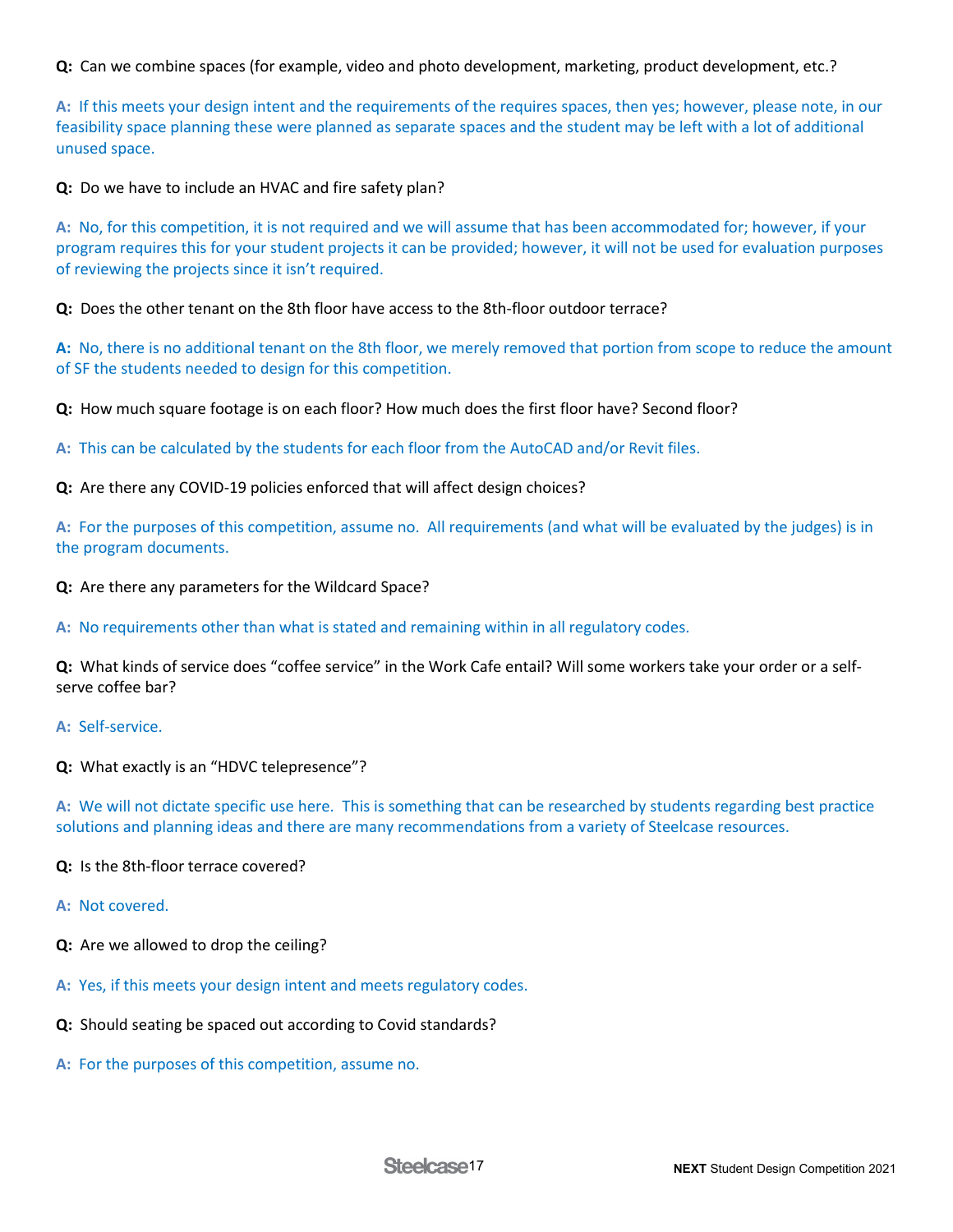**Q:** Can we combine spaces (for example, video and photo development, marketing, product development, etc.?

**A:** If this meets your design intent and the requirements of the requires spaces, then yes; however, please note, in our feasibility space planning these were planned as separate spaces and the student may be left with a lot of additional unused space.

**Q:** Do we have to include an HVAC and fire safety plan?

**A:** No, for this competition, it is not required and we will assume that has been accommodated for; however, if your program requires this for your student projects it can be provided; however, it will not be used for evaluation purposes of reviewing the projects since it isn't required.

**Q:** Does the other tenant on the 8th floor have access to the 8th-floor outdoor terrace?

**A:** No, there is no additional tenant on the 8th floor, we merely removed that portion from scope to reduce the amount of SF the students needed to design for this competition.

**Q:** How much square footage is on each floor? How much does the first floor have? Second floor?

**A:** This can be calculated by the students for each floor from the AutoCAD and/or Revit files.

**Q:** Are there any COVID-19 policies enforced that will affect design choices?

**A:** For the purposes of this competition, assume no. All requirements (and what will be evaluated by the judges) is in the program documents.

**Q:** Are there any parameters for the Wildcard Space?

**A:** No requirements other than what is stated and remaining within in all regulatory codes.

**Q:** What kinds of service does "coffee service" in the Work Cafe entail? Will some workers take your order or a self-serve coffee bar?

**A:** Self-service.

**Q:** What exactly is an "HDVC telepresence"?

**A:** We will not dictate specific use here. This is something that can be researched by students regarding best practice solutions and planning ideas and there are many recommendations from a variety of Steelcase resources.

**Q:** Is the 8th-floor terrace covered?

**A:** Not covered.

**Q:** Are we allowed to drop the ceiling?

**A:** Yes, if this meets your design intent and meets regulatory codes.

**Q:** Should seating be spaced out according to Covid standards?

**A:** For the purposes of this competition, assume no.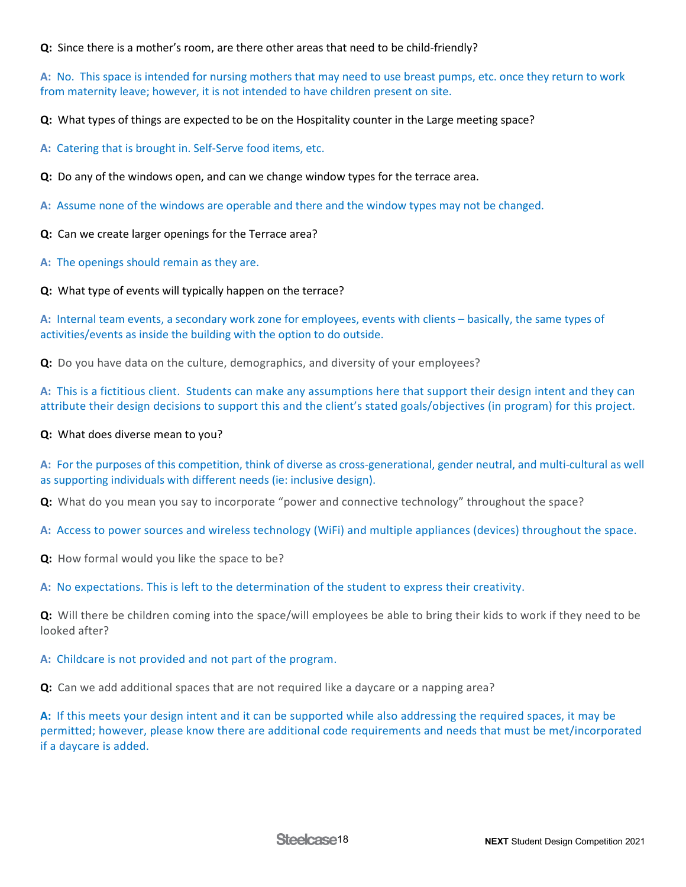**Q:** Since there is a mother's room, are there other areas that need to be child-friendly?

**A:** No. This space is intended for nursing mothers that may need to use breast pumps, etc. once they return to work from maternity leave; however, it is not intended to have children present on site.

**Q:** What types of things are expected to be on the Hospitality counter in the Large meeting space?

**A:** Catering that is brought in. Self-Serve food items, etc.

**Q:** Do any of the windows open, and can we change window types for the terrace area.

**A:** Assume none of the windows are operable and there and the window types may not be changed.

**Q:** Can we create larger openings for the Terrace area?

**A:** The openings should remain as they are.

**Q:** What type of events will typically happen on the terrace?

**A:** Internal team events, a secondary work zone for employees, events with clients – basically, the same types of activities/events as inside the building with the option to do outside.

**Q:** Do you have data on the culture, demographics, and diversity of your employees?

**A:** This is a fictitious client. Students can make any assumptions here that support their design intent and they can attribute their design decisions to support this and the client's stated goals/objectives (in program) for this project.

**Q:** What does diverse mean to you?

**A:** For the purposes of this competition, think of diverse as cross-generational, gender neutral, and multi-cultural as well as supporting individuals with different needs (ie: inclusive design).

**Q:** What do you mean you say to incorporate "power and connective technology" throughout the space?

**A:** Access to power sources and wireless technology (WiFi) and multiple appliances (devices) throughout the space.

**Q:** How formal would you like the space to be?

**A:** No expectations. This is left to the determination of the student to express their creativity.

**Q:** Will there be children coming into the space/will employees be able to bring their kids to work if they need to be looked after?

**A:** Childcare is not provided and not part of the program.

**Q:** Can we add additional spaces that are not required like a daycare or a napping area?

**A:** If this meets your design intent and it can be supported while also addressing the required spaces, it may be permitted; however, please know there are additional code requirements and needs that must be met/incorporated if a daycare is added.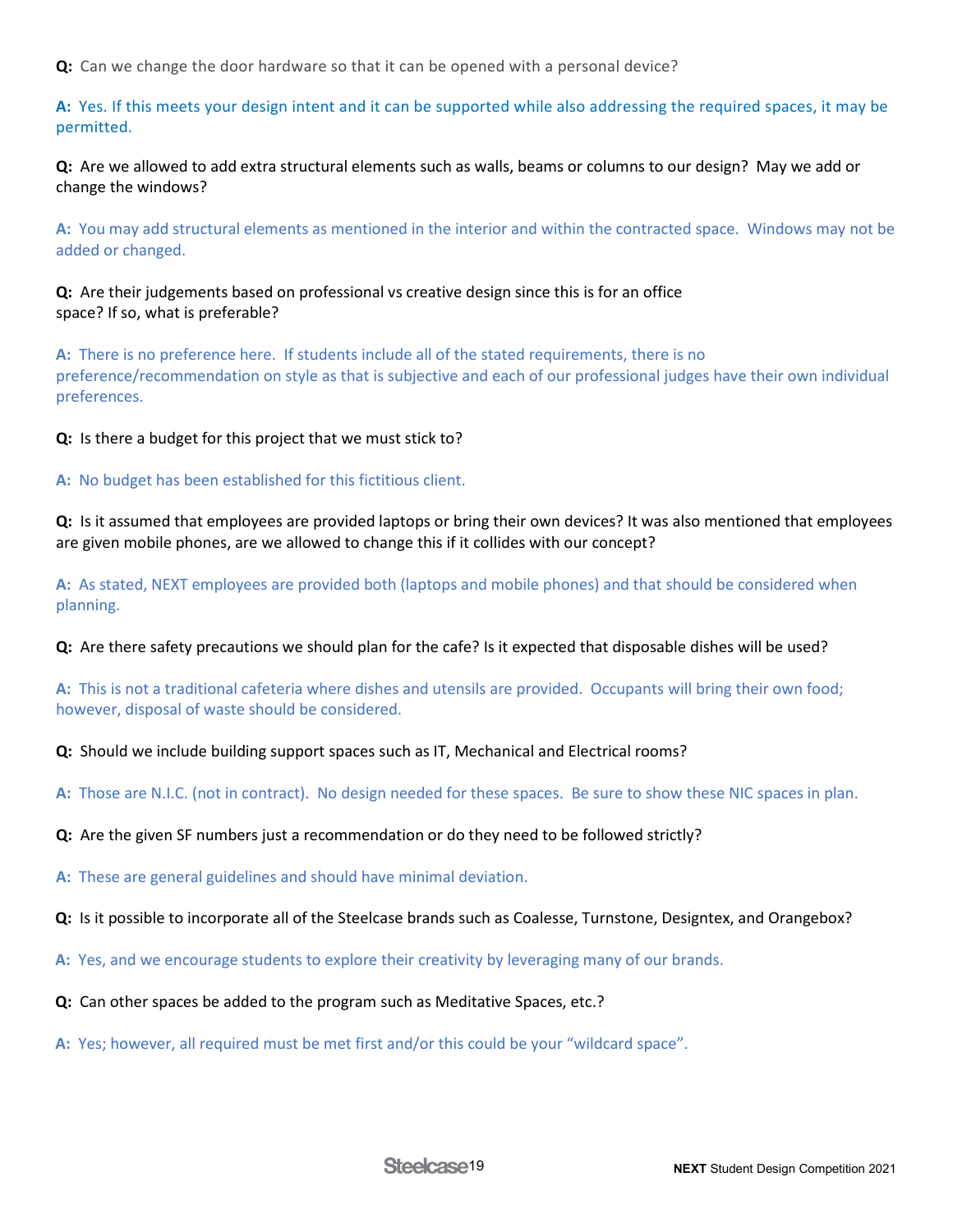**Q:** Can we change the door hardware so that it can be opened with a personal device?

**A:** Yes. If this meets your design intent and it can be supported while also addressing the required spaces, it may be permitted.

**Q:** Are we allowed to add extra structural elements such as walls, beams or columns to our design? May we add or change the windows?

**A:** You may add structural elements as mentioned in the interior and within the contracted space. Windows may not be added or changed.

**Q:** Are their judgements based on professional vs creative design since this is for an office space? If so, what is preferable?

**A:** There is no preference here. If students include all of the stated requirements, there is no preference/recommendation on style as that is subjective and each of our professional judges have their own individual preferences.

**Q:** Is there a budget for this project that we must stick to?

**A:** No budget has been established for this fictitious client.

**Q:** Is it assumed that employees are provided laptops or bring their own devices? It was also mentioned that employees are given mobile phones, are we allowed to change this if it collides with our concept?

**A:** As stated, NEXT employees are provided both (laptops and mobile phones) and that should be considered when planning.

**Q:** Are there safety precautions we should plan for the cafe? Is it expected that disposable dishes will be used?

**A:** This is not a traditional cafeteria where dishes and utensils are provided. Occupants will bring their own food; however, disposal of waste should be considered.

**Q:** Should we include building support spaces such as IT, Mechanical and Electrical rooms?

**A:** Those are N.I.C. (not in contract). No design needed for these spaces. Be sure to show these NIC spaces in plan.

**Q:** Are the given SF numbers just a recommendation or do they need to be followed strictly?

**A:** These are general guidelines and should have minimal deviation.

**Q:** Is it possible to incorporate all of the Steelcase brands such as Coalesse, Turnstone, Designtex, and Orangebox?

**A:** Yes, and we encourage students to explore their creativity by leveraging many of our brands.

**Q:** Can other spaces be added to the program such as Meditative Spaces, etc.?

**A:** Yes; however, all required must be met first and/or this could be your "wildcard space".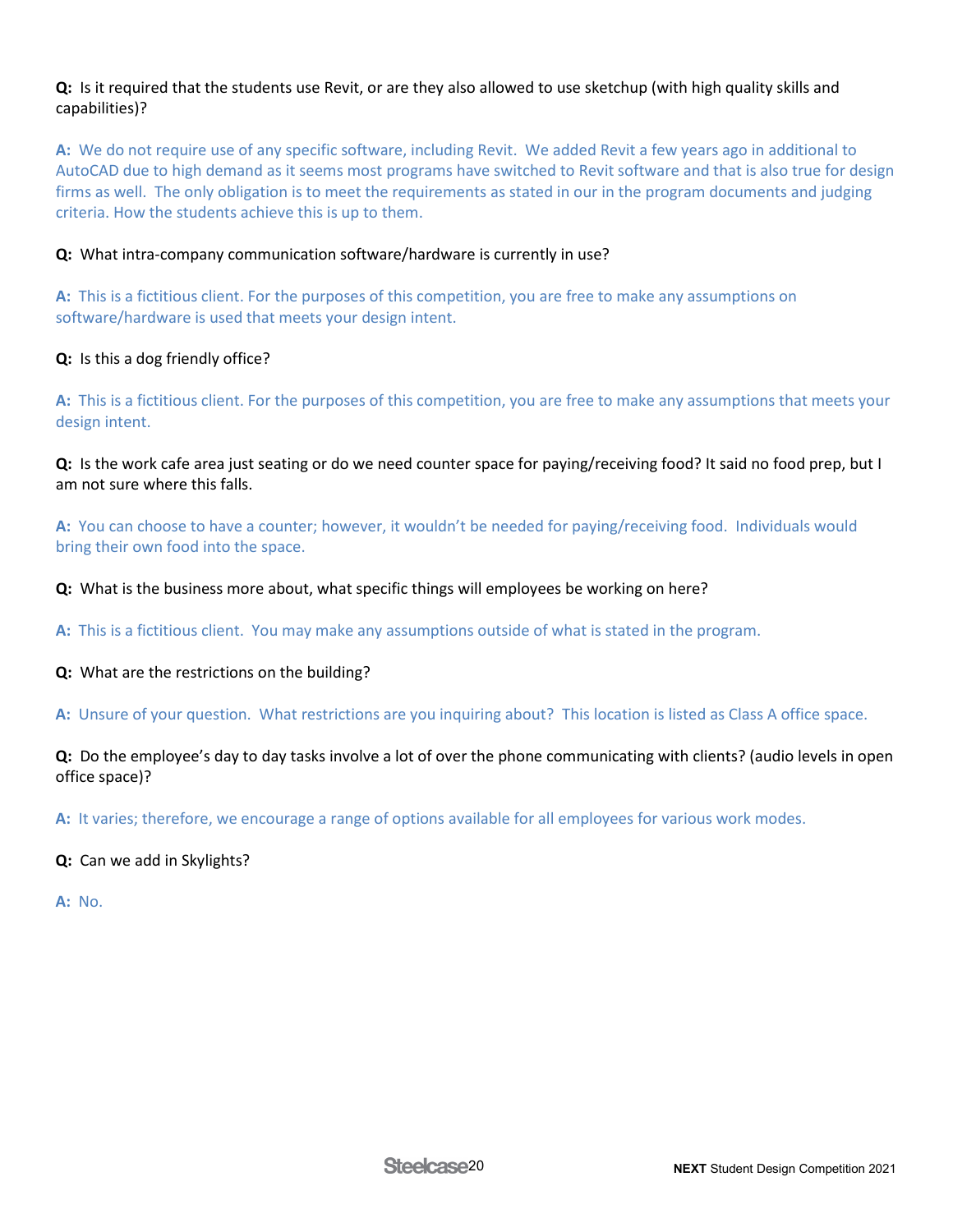**Q:** Is it required that the students use Revit, or are they also allowed to use sketchup (with high quality skills and capabilities)?

**A:** We do not require use of any specific software, including Revit. We added Revit a few years ago in additional to AutoCAD due to high demand as it seems most programs have switched to Revit software and that is also true for design firms as well. The only obligation is to meet the requirements as stated in our in the program documents and judging criteria. How the students achieve this is up to them.

**Q:** What intra-company communication software/hardware is currently in use?

**A:** This is a fictitious client. For the purposes of this competition, you are free to make any assumptions on software/hardware is used that meets your design intent.

**Q:** Is this a dog friendly office?

**A:** This is a fictitious client. For the purposes of this competition, you are free to make any assumptions that meets your design intent.

**Q:** Is the work cafe area just seating or do we need counter space for paying/receiving food? It said no food prep, but I am not sure where this falls.

**A:** You can choose to have a counter; however, it wouldn't be needed for paying/receiving food. Individuals would bring their own food into the space.

**Q:** What is the business more about, what specific things will employees be working on here?

**A:** This is a fictitious client. You may make any assumptions outside of what is stated in the program.

**Q:** What are the restrictions on the building?

**A:** Unsure of your question. What restrictions are you inquiring about? This location is listed as Class A office space.

**Q:** Do the employee's day to day tasks involve a lot of over the phone communicating with clients? (audio levels in open office space)?

**A:** It varies; therefore, we encourage a range of options available for all employees for various work modes.

**Q:** Can we add in Skylights?

**A:** No.